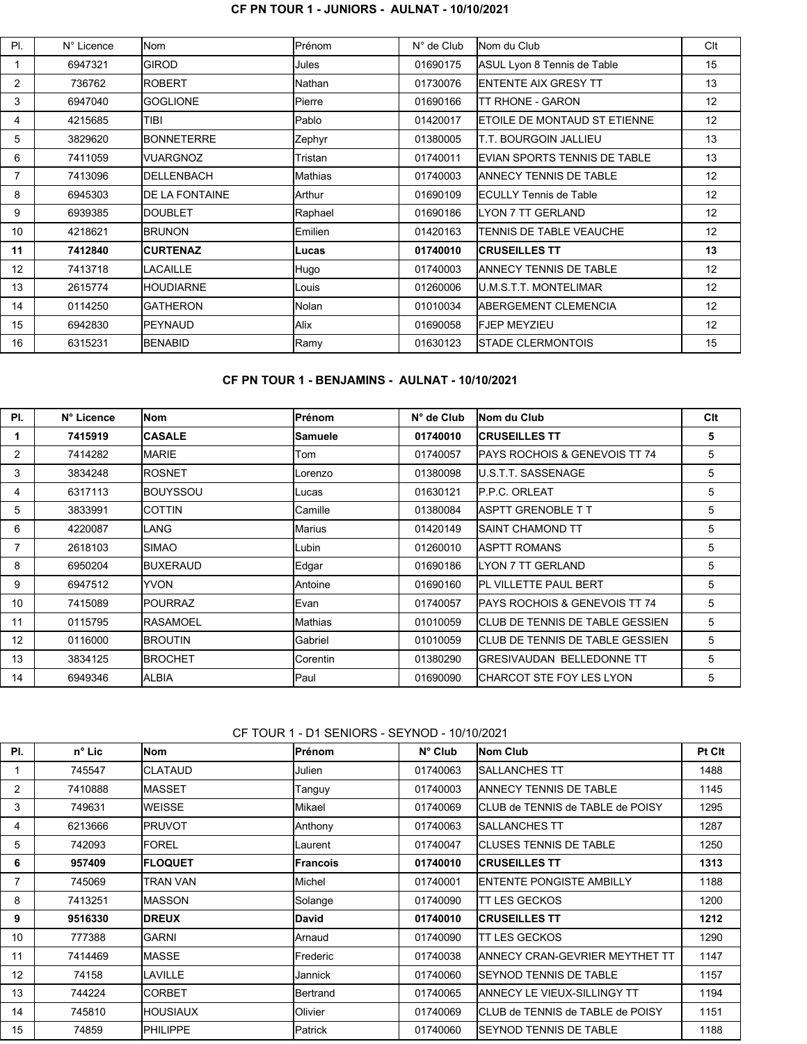## CF PN TOUR 1 - JUNIORS - AULNAT - 10/10/2021

| Pl. | N° Licence | Nom | Prénom | N° de Club | Nom du Club | Clt |
|---|---|---|---|---|---|---|
| 1 | 6947321 | GIROD | Jules | 01690175 | ASUL Lyon 8 Tennis de Table | 15 |
| 2 | 736762 | ROBERT | Nathan | 01730076 | ENTENTE AIX GRESY TT | 13 |
| 3 | 6947040 | GOGLIONE | Pierre | 01690166 | TT RHONE - GARON | 12 |
| 4 | 4215685 | TIBI | Pablo | 01420017 | ETOILE DE MONTAUD ST ETIENNE | 12 |
| 5 | 3829620 | BONNETERRE | Zephyr | 01380005 | T.T. BOURGOIN JALLIEU | 13 |
| 6 | 7411059 | VUARGNOZ | Tristan | 01740011 | EVIAN SPORTS TENNIS DE TABLE | 13 |
| 7 | 7413096 | DELLENBACH | Mathias | 01740003 | ANNECY TENNIS DE TABLE | 12 |
| 8 | 6945303 | DE LA FONTAINE | Arthur | 01690109 | ECULLY Tennis de Table | 12 |
| 9 | 6939385 | DOUBLET | Raphael | 01690186 | LYON 7 TT GERLAND | 12 |
| 10 | 4218621 | BRUNON | Emilien | 01420163 | TENNIS DE TABLE VEAUCHE | 12 |
| **11** | **7412840** | **CURTENAZ** | **Lucas** | **01740010** | **CRUSEILLES TT** | **13** |
| 12 | 7413718 | LACAILLE | Hugo | 01740003 | ANNECY TENNIS DE TABLE | 12 |
| 13 | 2615774 | HOUDIARNE | Louis | 01260006 | U.M.S.T.T. MONTELIMAR | 12 |
| 14 | 0114250 | GATHERON | Nolan | 01010034 | ABERGEMENT CLEMENCIA | 12 |
| 15 | 6942830 | PEYNAUD | Alix | 01690058 | FJEP MEYZIEU | 12 |
| 16 | 6315231 | BENABID | Ramy | 01630123 | STADE CLERMONTOIS | 15 |

## CF PN TOUR 1 - BENJAMINS - AULNAT - 10/10/2021

| Pl. | N° Licence | Nom | Prénom | N° de Club | Nom du Club | Clt |
|---|---|---|---|---|---|---|
| **1** | **7415919** | **CASALE** | **Samuele** | **01740010** | **CRUSEILLES TT** | **5** |
| 2 | 7414282 | MARIE | Tom | 01740057 | PAYS ROCHOIS & GENEVOIS TT 74 | 5 |
| 3 | 3834248 | ROSNET | Lorenzo | 01380098 | U.S.T.T. SASSENAGE | 5 |
| 4 | 6317113 | BOUYSSOU | Lucas | 01630121 | P.P.C. ORLEAT | 5 |
| 5 | 3833991 | COTTIN | Camille | 01380084 | ASPTT GRENOBLE T T | 5 |
| 6 | 4220087 | LANG | Marius | 01420149 | SAINT CHAMOND TT | 5 |
| 7 | 2618103 | SIMAO | Lubin | 01260010 | ASPTT ROMANS | 5 |
| 8 | 6950204 | BUXERAUD | Edgar | 01690186 | LYON 7 TT GERLAND | 5 |
| 9 | 6947512 | YVON | Antoine | 01690160 | PL VILLETTE PAUL BERT | 5 |
| 10 | 7415089 | POURRAZ | Evan | 01740057 | PAYS ROCHOIS & GENEVOIS TT 74 | 5 |
| 11 | 0115795 | RASAMOEL | Mathias | 01010059 | CLUB DE TENNIS DE TABLE GESSIEN | 5 |
| 12 | 0116000 | BROUTIN | Gabriel | 01010059 | CLUB DE TENNIS DE TABLE GESSIEN | 5 |
| 13 | 3834125 | BROCHET | Corentin | 01380290 | GRESIVAUDAN BELLEDONNE TT | 5 |
| 14 | 6949346 | ALBIA | Paul | 01690090 | CHARCOT STE FOY LES LYON | 5 |

## CF TOUR 1 - D1 SENIORS - SEYNOD - 10/10/2021

| Pl. | n° Lic | Nom | Prénom | N° Club | Nom Club | Pt Clt |
|---|---|---|---|---|---|---|
| 1 | 745547 | CLATAUD | Julien | 01740063 | SALLANCHES TT | 1488 |
| 2 | 7410888 | MASSET | Tanguy | 01740003 | ANNECY TENNIS DE TABLE | 1145 |
| 3 | 749631 | WEISSE | Mikael | 01740069 | CLUB de TENNIS de TABLE de POISY | 1295 |
| 4 | 6213666 | PRUVOT | Anthony | 01740063 | SALLANCHES TT | 1287 |
| 5 | 742093 | FOREL | Laurent | 01740047 | CLUSES TENNIS DE TABLE | 1250 |
| **6** | **957409** | **FLOQUET** | **Francois** | **01740010** | **CRUSEILLES TT** | **1313** |
| 7 | 745069 | TRAN VAN | Michel | 01740001 | ENTENTE PONGISTE AMBILLY | 1188 |
| 8 | 7413251 | MASSON | Solange | 01740090 | TT LES GECKOS | 1200 |
| **9** | **9516330** | **DREUX** | **David** | **01740010** | **CRUSEILLES TT** | **1212** |
| 10 | 777388 | GARNI | Arnaud | 01740090 | TT LES GECKOS | 1290 |
| 11 | 7414469 | MASSE | Frederic | 01740038 | ANNECY CRAN-GEVRIER MEYTHET TT | 1147 |
| 12 | 74158 | LAVILLE | Jannick | 01740060 | SEYNOD TENNIS DE TABLE | 1157 |
| 13 | 744224 | CORBET | Bertrand | 01740065 | ANNECY LE VIEUX-SILLINGY TT | 1194 |
| 14 | 745810 | HOUSIAUX | Olivier | 01740069 | CLUB de TENNIS de TABLE de POISY | 1151 |
| 15 | 74859 | PHILIPPE | Patrick | 01740060 | SEYNOD TENNIS DE TABLE | 1188 |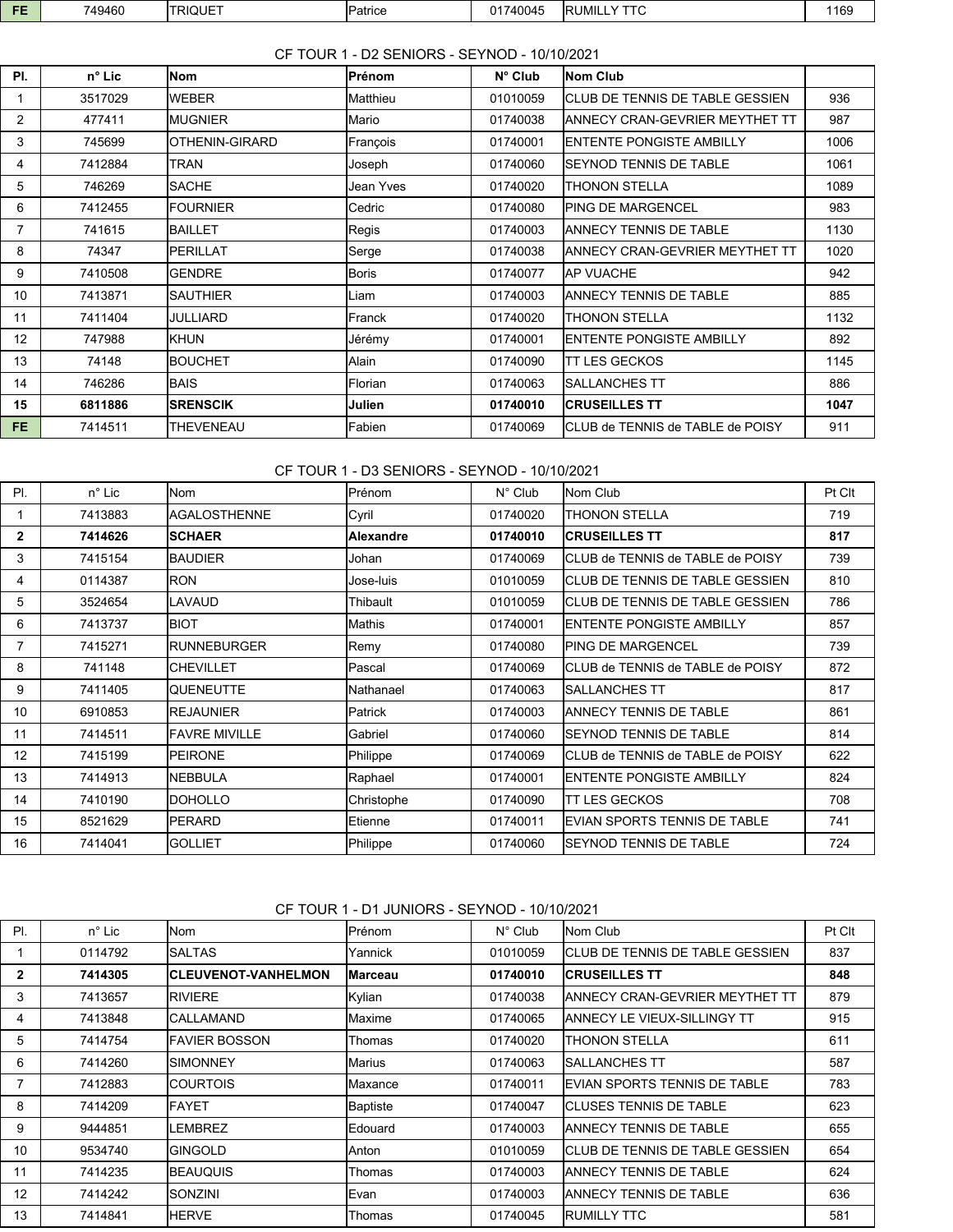| FE | 749460 | TRIQUET | Patrice | 01740045 | RUMILLY TTC | 1169 |
|---|---|---|---|---|---|---|

CF TOUR 1 - D2 SENIORS - SEYNOD - 10/10/2021

| Pl. | n° Lic | Nom | Prénom | N° Club | Nom Club | |
|---|---|---|---|---|---|---|
| 1 | 3517029 | WEBER | Matthieu | 01010059 | CLUB DE TENNIS DE TABLE GESSIEN | 936 |
| 2 | 477411 | MUGNIER | Mario | 01740038 | ANNECY CRAN-GEVRIER MEYTHET TT | 987 |
| 3 | 745699 | OTHENIN-GIRARD | François | 01740001 | ENTENTE PONGISTE AMBILLY | 1006 |
| 4 | 7412884 | TRAN | Joseph | 01740060 | SEYNOD TENNIS DE TABLE | 1061 |
| 5 | 746269 | SACHE | Jean Yves | 01740020 | THONON STELLA | 1089 |
| 6 | 7412455 | FOURNIER | Cedric | 01740080 | PING DE MARGENCEL | 983 |
| 7 | 741615 | BAILLET | Regis | 01740003 | ANNECY TENNIS DE TABLE | 1130 |
| 8 | 74347 | PERILLAT | Serge | 01740038 | ANNECY CRAN-GEVRIER MEYTHET TT | 1020 |
| 9 | 7410508 | GENDRE | Boris | 01740077 | AP VUACHE | 942 |
| 10 | 7413871 | SAUTHIER | Liam | 01740003 | ANNECY TENNIS DE TABLE | 885 |
| 11 | 7411404 | JULLIARD | Franck | 01740020 | THONON STELLA | 1132 |
| 12 | 747988 | KHUN | Jérémy | 01740001 | ENTENTE PONGISTE AMBILLY | 892 |
| 13 | 74148 | BOUCHET | Alain | 01740090 | TT LES GECKOS | 1145 |
| 14 | 746286 | BAIS | Florian | 01740063 | SALLANCHES TT | 886 |
| **15** | **6811886** | **SRENSCIK** | **Julien** | **01740010** | **CRUSEILLES TT** | **1047** |
| FE | 7414511 | THEVENEAU | Fabien | 01740069 | CLUB de TENNIS de TABLE de POISY | 911 |

CF TOUR 1 - D3 SENIORS - SEYNOD - 10/10/2021

| Pl. | n° Lic | Nom | Prénom | N° Club | Nom Club | Pt Clt |
|---|---|---|---|---|---|---|
| 1 | 7413883 | AGALOSTHENNE | Cyril | 01740020 | THONON STELLA | 719 |
| **2** | **7414626** | **SCHAER** | **Alexandre** | **01740010** | **CRUSEILLES TT** | **817** |
| 3 | 7415154 | BAUDIER | Johan | 01740069 | CLUB de TENNIS de TABLE de POISY | 739 |
| 4 | 0114387 | RON | Jose-luis | 01010059 | CLUB DE TENNIS DE TABLE GESSIEN | 810 |
| 5 | 3524654 | LAVAUD | Thibault | 01010059 | CLUB DE TENNIS DE TABLE GESSIEN | 786 |
| 6 | 7413737 | BIOT | Mathis | 01740001 | ENTENTE PONGISTE AMBILLY | 857 |
| 7 | 7415271 | RUNNEBURGER | Remy | 01740080 | PING DE MARGENCEL | 739 |
| 8 | 741148 | CHEVILLET | Pascal | 01740069 | CLUB de TENNIS de TABLE de POISY | 872 |
| 9 | 7411405 | QUENEUTTE | Nathanael | 01740063 | SALLANCHES TT | 817 |
| 10 | 6910853 | REJAUNIER | Patrick | 01740003 | ANNECY TENNIS DE TABLE | 861 |
| 11 | 7414511 | FAVRE MIVILLE | Gabriel | 01740060 | SEYNOD TENNIS DE TABLE | 814 |
| 12 | 7415199 | PEIRONE | Philippe | 01740069 | CLUB de TENNIS de TABLE de POISY | 622 |
| 13 | 7414913 | NEBBULA | Raphael | 01740001 | ENTENTE PONGISTE AMBILLY | 824 |
| 14 | 7410190 | DOHOLLO | Christophe | 01740090 | TT LES GECKOS | 708 |
| 15 | 8521629 | PERARD | Etienne | 01740011 | EVIAN SPORTS TENNIS DE TABLE | 741 |
| 16 | 7414041 | GOLLIET | Philippe | 01740060 | SEYNOD TENNIS DE TABLE | 724 |

CF TOUR 1 - D1 JUNIORS - SEYNOD - 10/10/2021

| Pl. | n° Lic | Nom | Prénom | N° Club | Nom Club | Pt Clt |
|---|---|---|---|---|---|---|
| 1 | 0114792 | SALTAS | Yannick | 01010059 | CLUB DE TENNIS DE TABLE GESSIEN | 837 |
| **2** | **7414305** | **CLEUVENOT-VANHELMON** | **Marceau** | **01740010** | **CRUSEILLES TT** | **848** |
| 3 | 7413657 | RIVIERE | Kylian | 01740038 | ANNECY CRAN-GEVRIER MEYTHET TT | 879 |
| 4 | 7413848 | CALLAMAND | Maxime | 01740065 | ANNECY LE VIEUX-SILLINGY TT | 915 |
| 5 | 7414754 | FAVIER BOSSON | Thomas | 01740020 | THONON STELLA | 611 |
| 6 | 7414260 | SIMONNEY | Marius | 01740063 | SALLANCHES TT | 587 |
| 7 | 7412883 | COURTOIS | Maxance | 01740011 | EVIAN SPORTS TENNIS DE TABLE | 783 |
| 8 | 7414209 | FAYET | Baptiste | 01740047 | CLUSES TENNIS DE TABLE | 623 |
| 9 | 9444851 | LEMBREZ | Edouard | 01740003 | ANNECY TENNIS DE TABLE | 655 |
| 10 | 9534740 | GINGOLD | Anton | 01010059 | CLUB DE TENNIS DE TABLE GESSIEN | 654 |
| 11 | 7414235 | BEAUQUIS | Thomas | 01740003 | ANNECY TENNIS DE TABLE | 624 |
| 12 | 7414242 | SONZINI | Evan | 01740003 | ANNECY TENNIS DE TABLE | 636 |
| 13 | 7414841 | HERVE | Thomas | 01740045 | RUMILLY TTC | 581 |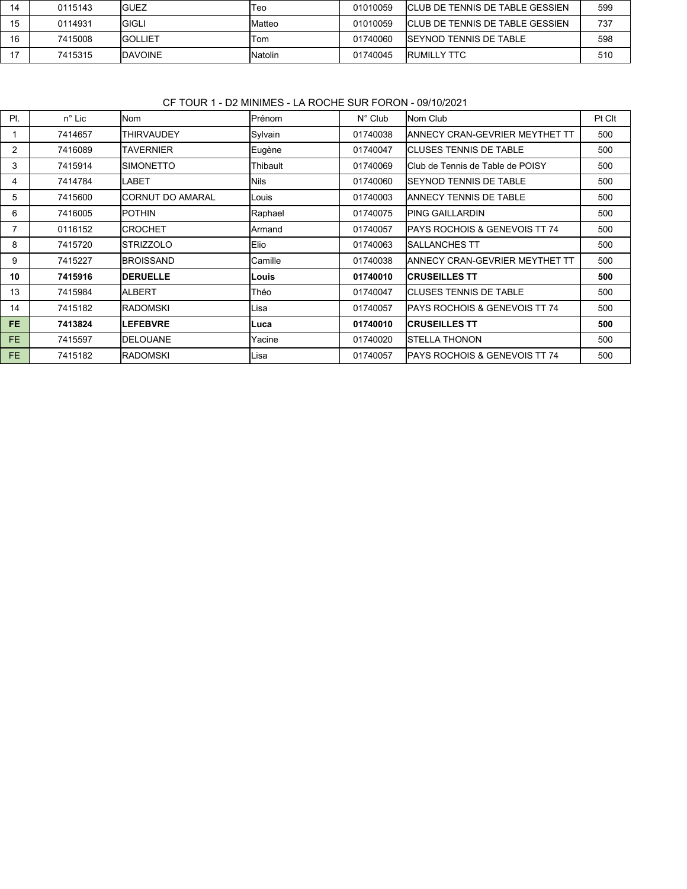| | | | | | | |
|---|---|---|---|---|---|---|
| 14 | 0115143 | GUEZ | Teo | 01010059 | CLUB DE TENNIS DE TABLE GESSIEN | 599 |
| 15 | 0114931 | GIGLI | Matteo | 01010059 | CLUB DE TENNIS DE TABLE GESSIEN | 737 |
| 16 | 7415008 | GOLLIET | Tom | 01740060 | SEYNOD TENNIS DE TABLE | 598 |
| 17 | 7415315 | DAVOINE | Natolin | 01740045 | RUMILLY TTC | 510 |

CF TOUR 1 - D2 MINIMES - LA ROCHE SUR FORON - 09/10/2021

| Pl. | n° Lic | Nom | Prénom | N° Club | Nom Club | Pt Clt |
|---|---|---|---|---|---|---|
| 1 | 7414657 | THIRVAUDEY | Sylvain | 01740038 | ANNECY CRAN-GEVRIER MEYTHET TT | 500 |
| 2 | 7416089 | TAVERNIER | Eugène | 01740047 | CLUSES TENNIS DE TABLE | 500 |
| 3 | 7415914 | SIMONETTO | Thibault | 01740069 | Club de Tennis de Table de POISY | 500 |
| 4 | 7414784 | LABET | Nils | 01740060 | SEYNOD TENNIS DE TABLE | 500 |
| 5 | 7415600 | CORNUT DO AMARAL | Louis | 01740003 | ANNECY TENNIS DE TABLE | 500 |
| 6 | 7416005 | POTHIN | Raphael | 01740075 | PING GAILLARDIN | 500 |
| 7 | 0116152 | CROCHET | Armand | 01740057 | PAYS ROCHOIS & GENEVOIS TT 74 | 500 |
| 8 | 7415720 | STRIZZOLO | Elio | 01740063 | SALLANCHES TT | 500 |
| 9 | 7415227 | BROISSAND | Camille | 01740038 | ANNECY CRAN-GEVRIER MEYTHET TT | 500 |
| **10** | **7415916** | **DERUELLE** | **Louis** | **01740010** | **CRUSEILLES TT** | **500** |
| 13 | 7415984 | ALBERT | Théo | 01740047 | CLUSES TENNIS DE TABLE | 500 |
| 14 | 7415182 | RADOMSKI | Lisa | 01740057 | PAYS ROCHOIS & GENEVOIS TT 74 | 500 |
| **FE** | **7413824** | **LEFEBVRE** | **Luca** | **01740010** | **CRUSEILLES TT** | **500** |
| FE | 7415597 | DELOUANE | Yacine | 01740020 | STELLA THONON | 500 |
| FE | 7415182 | RADOMSKI | Lisa | 01740057 | PAYS ROCHOIS & GENEVOIS TT 74 | 500 |